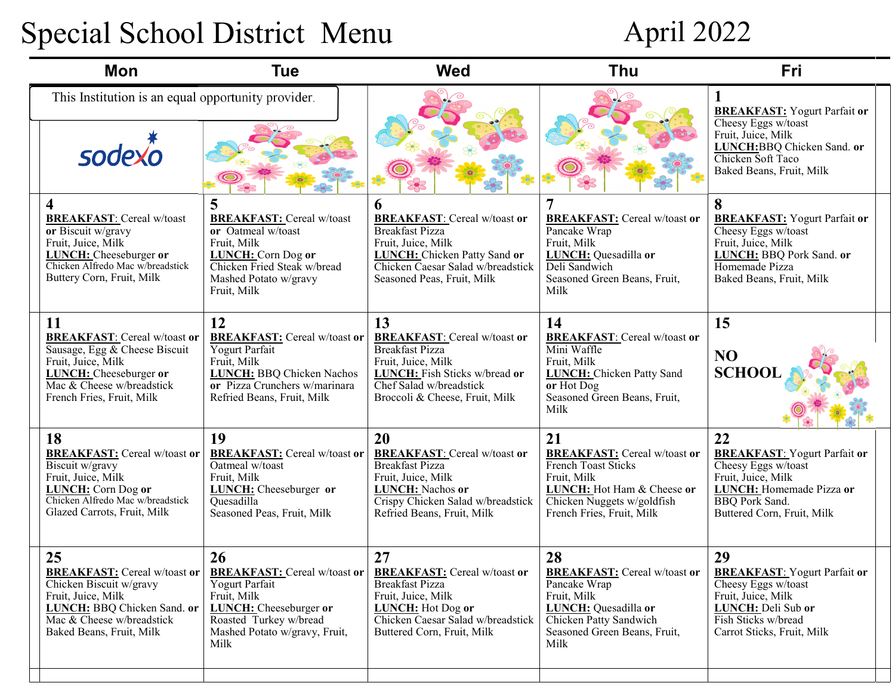# Special School District Menu

# April 2022

| Mon | Tue | Wed | Thu | Fri |
|---|---|---|---|---|
| This Institution is an equal opportunity provider. sodexo | | | | **1** **BREAKFAST:** Yogurt Parfait **or** Cheesy Eggs w/toast Fruit, Juice, Milk **LUNCH:** BBQ Chicken Sand. **or** Chicken Soft Taco Baked Beans, Fruit, Milk |
| **4** **BREAKFAST:** Cereal w/toast **or** Biscuit w/gravy Fruit, Juice, Milk **LUNCH:** Cheeseburger **or** Chicken Alfredo Mac w/breadstick Buttery Corn, Fruit, Milk | **5** **BREAKFAST:** Cereal w/toast **or** Oatmeal w/toast Fruit, Milk **LUNCH:** Corn Dog **or** Chicken Fried Steak w/bread Mashed Potato w/gravy Fruit, Milk | **6** **BREAKFAST:** Cereal w/toast **or** Breakfast Pizza Fruit, Juice, Milk **LUNCH:** Chicken Patty Sand **or** Chicken Caesar Salad w/breadstick Seasoned Peas, Fruit, Milk | **7** **BREAKFAST:** Cereal w/toast **or** Pancake Wrap Fruit, Milk **LUNCH:** Quesadilla **or** Deli Sandwich Seasoned Green Beans, Fruit, Milk | **8** **BREAKFAST:** Yogurt Parfait **or** Cheesy Eggs w/toast Fruit, Juice, Milk **LUNCH:** BBQ Pork Sand. **or** Homemade Pizza Baked Beans, Fruit, Milk |
| **11** **BREAKFAST:** Cereal w/toast **or** Sausage, Egg & Cheese Biscuit Fruit, Juice, Milk **LUNCH:** Cheeseburger **or** Mac & Cheese w/breadstick French Fries, Fruit, Milk | **12** **BREAKFAST:** Cereal w/toast **or** Yogurt Parfait Fruit, Milk **LUNCH:** BBQ Chicken Nachos **or** Pizza Crunchers w/marinara Refried Beans, Fruit, Milk | **13** **BREAKFAST:** Cereal w/toast **or** Breakfast Pizza Fruit, Juice, Milk **LUNCH:** Fish Sticks w/bread **or** Chef Salad w/breadstick Broccoli & Cheese, Fruit, Milk | **14** **BREAKFAST:** Cereal w/toast **or** Mini Waffle Fruit, Milk **LUNCH:** Chicken Patty Sand **or** Hot Dog Seasoned Green Beans, Fruit, Milk | **15** **NO SCHOOL** |
| **18** **BREAKFAST:** Cereal w/toast **or** Biscuit w/gravy Fruit, Juice, Milk **LUNCH:** Corn Dog **or** Chicken Alfredo Mac w/breadstick Glazed Carrots, Fruit, Milk | **19** **BREAKFAST:** Cereal w/toast **or** Oatmeal w/toast Fruit, Milk **LUNCH:** Cheeseburger **or** Quesadilla Seasoned Peas, Fruit, Milk | **20** **BREAKFAST:** Cereal w/toast **or** Breakfast Pizza Fruit, Juice, Milk **LUNCH:** Nachos **or** Crispy Chicken Salad w/breadstick Refried Beans, Fruit, Milk | **21** **BREAKFAST:** Cereal w/toast **or** French Toast Sticks Fruit, Milk **LUNCH:** Hot Ham & Cheese **or** Chicken Nuggets w/goldfish French Fries, Fruit, Milk | **22** **BREAKFAST:** Yogurt Parfait **or** Cheesy Eggs w/toast Fruit, Juice, Milk **LUNCH:** Homemade Pizza **or** BBQ Pork Sand. Buttered Corn, Fruit, Milk |
| **25** **BREAKFAST:** Cereal w/toast **or** Chicken Biscuit w/gravy Fruit, Juice, Milk **LUNCH:** BBQ Chicken Sand. **or** Mac & Cheese w/breadstick Baked Beans, Fruit, Milk | **26** **BREAKFAST:** Cereal w/toast **or** Yogurt Parfait Fruit, Milk **LUNCH:** Cheeseburger **or** Roasted Turkey w/bread Mashed Potato w/gravy, Fruit, Milk | **27** **BREAKFAST:** Cereal w/toast **or** Breakfast Pizza Fruit, Juice, Milk **LUNCH:** Hot Dog **or** Chicken Caesar Salad w/breadstick Buttered Corn, Fruit, Milk | **28** **BREAKFAST:** Cereal w/toast **or** Pancake Wrap Fruit, Milk **LUNCH:** Quesadilla **or** Chicken Patty Sandwich Seasoned Green Beans, Fruit, Milk | **29** **BREAKFAST:** Yogurt Parfait **or** Cheesy Eggs w/toast Fruit, Juice, Milk **LUNCH:** Deli Sub **or** Fish Sticks w/bread Carrot Sticks, Fruit, Milk |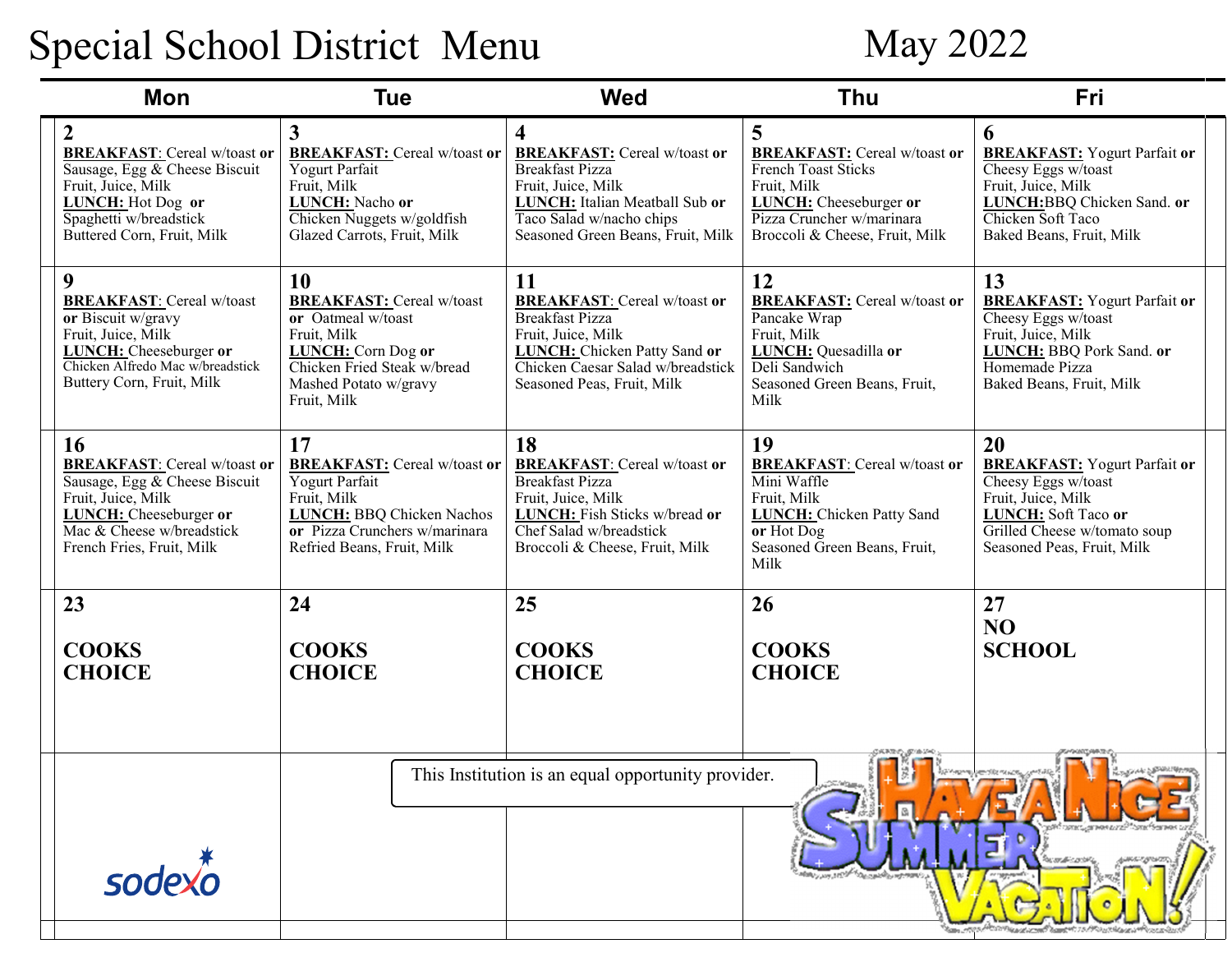# Special School District Menu

May 2022

| Mon | Tue | Wed | Thu | Fri |
|---|---|---|---|---|
| **2**<br>**BREAKFAST**: Cereal w/toast **or** Sausage, Egg & Cheese Biscuit<br>Fruit, Juice, Milk<br>**LUNCH:** Hot Dog **or** Spaghetti w/breadstick<br>Buttered Corn, Fruit, Milk | **3**<br>**BREAKFAST:** Cereal w/toast **or** Yogurt Parfait<br>Fruit, Milk<br>**LUNCH:** Nacho **or** Chicken Nuggets w/goldfish<br>Glazed Carrots, Fruit, Milk | **4**<br>**BREAKFAST:** Cereal w/toast **or** Breakfast Pizza<br>Fruit, Juice, Milk<br>**LUNCH:** Italian Meatball Sub **or** Taco Salad w/nacho chips<br>Seasoned Green Beans, Fruit, Milk | **5**<br>**BREAKFAST:** Cereal w/toast **or** French Toast Sticks<br>Fruit, Milk<br>**LUNCH:** Cheeseburger **or** Pizza Cruncher w/marinara<br>Broccoli & Cheese, Fruit, Milk | **6**<br>**BREAKFAST:** Yogurt Parfait **or** Cheesy Eggs w/toast<br>Fruit, Juice, Milk<br>**LUNCH:** BBQ Chicken Sand. **or** Chicken Soft Taco<br>Baked Beans, Fruit, Milk |
| **9**<br>**BREAKFAST**: Cereal w/toast **or** Biscuit w/gravy<br>Fruit, Juice, Milk<br>**LUNCH:** Cheeseburger **or** Chicken Alfredo Mac w/breadstick<br>Buttery Corn, Fruit, Milk | **10**<br>**BREAKFAST:** Cereal w/toast **or** Oatmeal w/toast<br>Fruit, Milk<br>**LUNCH:** Corn Dog **or** Chicken Fried Steak w/bread<br>Mashed Potato w/gravy<br>Fruit, Milk | **11**<br>**BREAKFAST**: Cereal w/toast **or** Breakfast Pizza<br>Fruit, Juice, Milk<br>**LUNCH:** Chicken Patty Sand **or** Chicken Caesar Salad w/breadstick<br>Seasoned Peas, Fruit, Milk | **12**<br>**BREAKFAST:** Cereal w/toast **or** Pancake Wrap<br>Fruit, Milk<br>**LUNCH:** Quesadilla **or** Deli Sandwich<br>Seasoned Green Beans, Fruit, Milk | **13**<br>**BREAKFAST:** Yogurt Parfait **or** Cheesy Eggs w/toast<br>Fruit, Juice, Milk<br>**LUNCH:** BBQ Pork Sand. **or** Homemade Pizza<br>Baked Beans, Fruit, Milk |
| **16**<br>**BREAKFAST**: Cereal w/toast **or** Sausage, Egg & Cheese Biscuit<br>Fruit, Juice, Milk<br>**LUNCH:** Cheeseburger **or** Mac & Cheese w/breadstick<br>French Fries, Fruit, Milk | **17**<br>**BREAKFAST:** Cereal w/toast **or** Yogurt Parfait<br>Fruit, Milk<br>**LUNCH:** BBQ Chicken Nachos **or** Pizza Crunchers w/marinara<br>Refried Beans, Fruit, Milk | **18**<br>**BREAKFAST**: Cereal w/toast **or** Breakfast Pizza<br>Fruit, Juice, Milk<br>**LUNCH:** Fish Sticks w/bread **or** Chef Salad w/breadstick<br>Broccoli & Cheese, Fruit, Milk | **19**<br>**BREAKFAST**: Cereal w/toast **or** Mini Waffle<br>Fruit, Milk<br>**LUNCH:** Chicken Patty Sand **or** Hot Dog<br>Seasoned Green Beans, Fruit, Milk | **20**<br>**BREAKFAST:** Yogurt Parfait **or** Cheesy Eggs w/toast<br>Fruit, Juice, Milk<br>**LUNCH:** Soft Taco **or** Grilled Cheese w/tomato soup<br>Seasoned Peas, Fruit, Milk |
| **23**<br>**COOKS CHOICE** | **24**<br>**COOKS CHOICE** | **25**<br>**COOKS CHOICE** | **26**<br>**COOKS CHOICE** | **27**<br>**NO SCHOOL** |

This Institution is an equal opportunity provider.

sodexo

HAVE A NICE SUMMER VACATION!